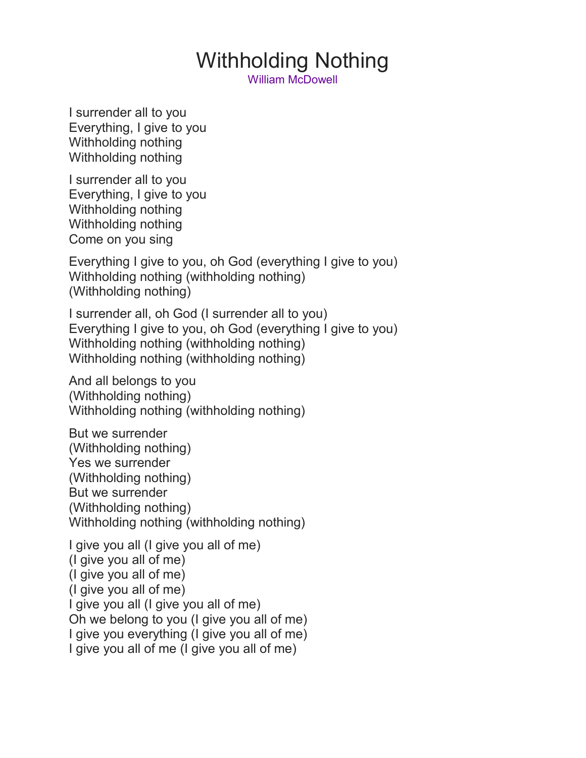# Withholding Nothing

William McDowell

I surrender all to you
Everything, I give to you
Withholding nothing
Withholding nothing

I surrender all to you
Everything, I give to you
Withholding nothing
Withholding nothing
Come on you sing

Everything I give to you, oh God (everything I give to you)
Withholding nothing (withholding nothing)
(Withholding nothing)

I surrender all, oh God (I surrender all to you)
Everything I give to you, oh God (everything I give to you)
Withholding nothing (withholding nothing)
Withholding nothing (withholding nothing)

And all belongs to you
(Withholding nothing)
Withholding nothing (withholding nothing)

But we surrender
(Withholding nothing)
Yes we surrender
(Withholding nothing)
But we surrender
(Withholding nothing)
Withholding nothing (withholding nothing)

I give you all (I give you all of me)
(I give you all of me)
(I give you all of me)
(I give you all of me)
I give you all (I give you all of me)
Oh we belong to you (I give you all of me)
I give you everything (I give you all of me)
I give you all of me (I give you all of me)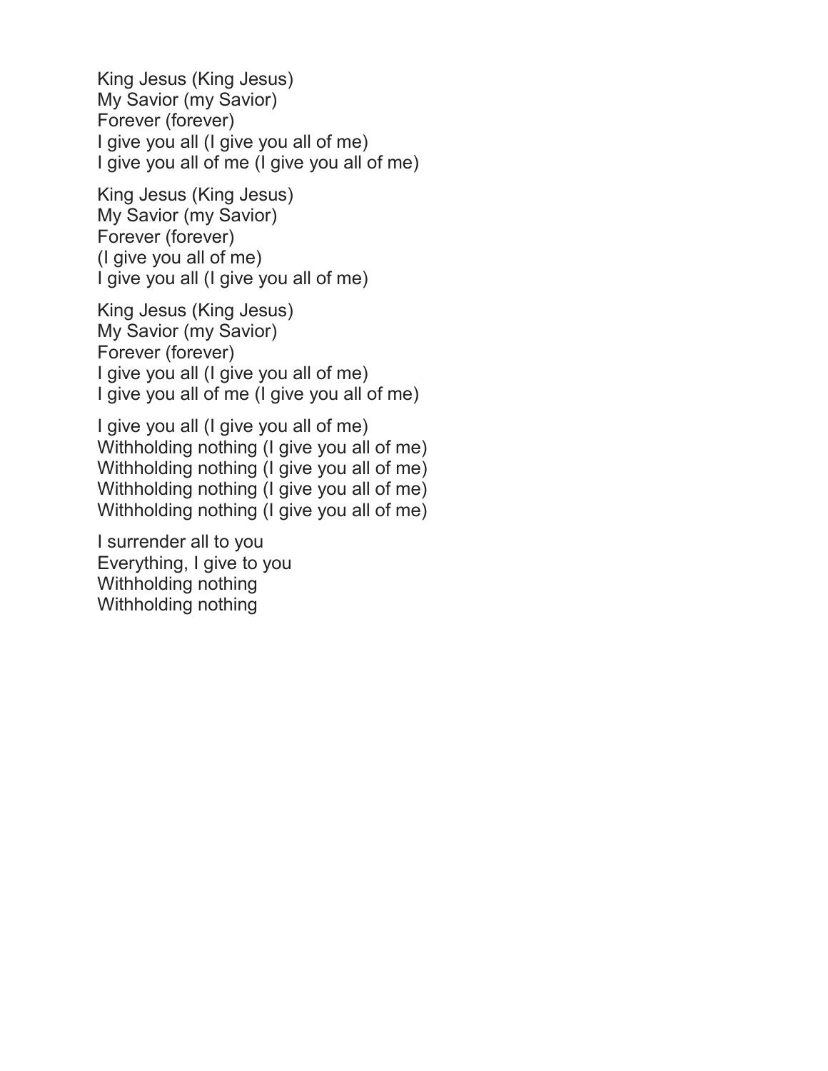King Jesus (King Jesus)
My Savior (my Savior)
Forever (forever)
I give you all (I give you all of me)
I give you all of me (I give you all of me)

King Jesus (King Jesus)
My Savior (my Savior)
Forever (forever)
(I give you all of me)
I give you all (I give you all of me)

King Jesus (King Jesus)
My Savior (my Savior)
Forever (forever)
I give you all (I give you all of me)
I give you all of me (I give you all of me)

I give you all (I give you all of me)
Withholding nothing (I give you all of me)
Withholding nothing (I give you all of me)
Withholding nothing (I give you all of me)
Withholding nothing (I give you all of me)

I surrender all to you
Everything, I give to you
Withholding nothing
Withholding nothing